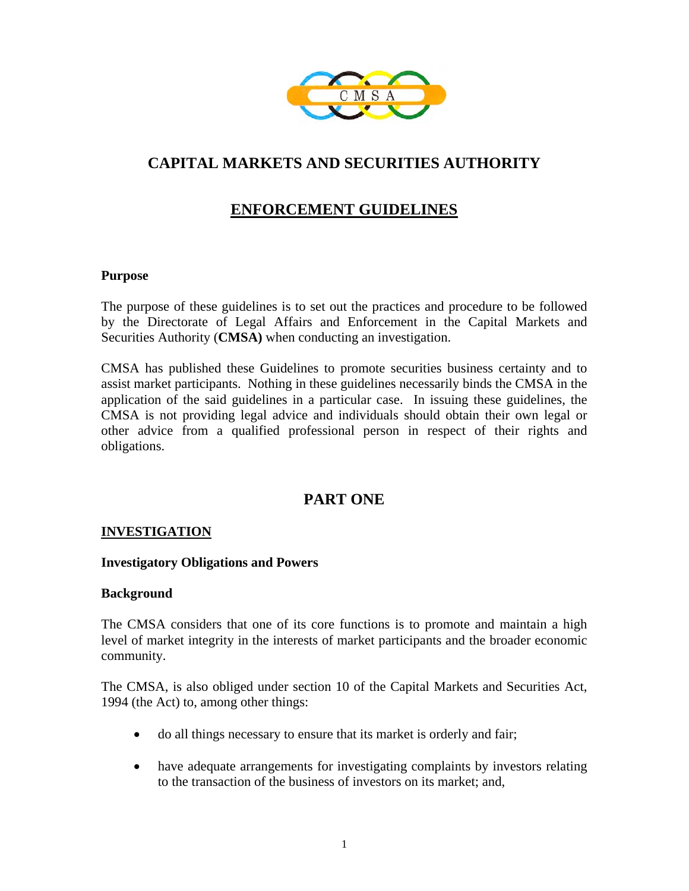# CAPITAL MARKETS AND SECURITIES AUTHORITY

## ENFORCEMENT GUIDELINES

**Purpose**

The purpose of these guidelines is to set out the practices and procedure to be followed by the Directorate of Legal Affairs and Enforcement in the Capital Markets and Securities Authority (**CMSA)** when conducting an investigation.

CMSA has published these Guidelines to promote securities business certainty and to assist market participants. Nothing in these guidelines necessarily binds the CMSA in the application of the said guidelines in a particular case. In issuing these guidelines, the CMSA is not providing legal advice and individuals should obtain their own legal or other advice from a qualified professional person in respect of their rights and obligations.

## PART ONE

### INVESTIGATION

**Investigatory Obligations and Powers**

**Background**

The CMSA considers that one of its core functions is to promote and maintain a high level of market integrity in the interests of market participants and the broader economic community.

The CMSA, is also obliged under section 10 of the Capital Markets and Securities Act, 1994 (the Act) to, among other things:

- do all things necessary to ensure that its market is orderly and fair;
- have adequate arrangements for investigating complaints by investors relating to the transaction of the business of investors on its market; and,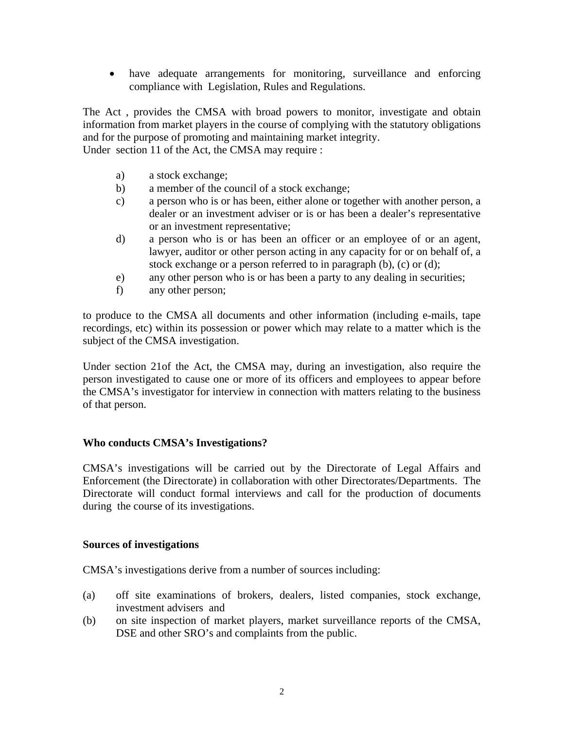- have adequate arrangements for monitoring, surveillance and enforcing compliance with Legislation, Rules and Regulations.

The Act , provides the CMSA with broad powers to monitor, investigate and obtain information from market players in the course of complying with the statutory obligations and for the purpose of promoting and maintaining market integrity.
Under section 11 of the Act, the CMSA may require :

a) a stock exchange;
b) a member of the council of a stock exchange;
c) a person who is or has been, either alone or together with another person, a dealer or an investment adviser or is or has been a dealer's representative or an investment representative;
d) a person who is or has been an officer or an employee of or an agent, lawyer, auditor or other person acting in any capacity for or on behalf of, a stock exchange or a person referred to in paragraph (b), (c) or (d);
e) any other person who is or has been a party to any dealing in securities;
f) any other person;

to produce to the CMSA all documents and other information (including e-mails, tape recordings, etc) within its possession or power which may relate to a matter which is the subject of the CMSA investigation.

Under section 21of the Act, the CMSA may, during an investigation, also require the person investigated to cause one or more of its officers and employees to appear before the CMSA's investigator for interview in connection with matters relating to the business of that person.

**Who conducts CMSA's Investigations?**

CMSA's investigations will be carried out by the Directorate of Legal Affairs and Enforcement (the Directorate) in collaboration with other Directorates/Departments. The Directorate will conduct formal interviews and call for the production of documents during the course of its investigations.

**Sources of investigations**

CMSA's investigations derive from a number of sources including:

(a) off site examinations of brokers, dealers, listed companies, stock exchange, investment advisers and
(b) on site inspection of market players, market surveillance reports of the CMSA, DSE and other SRO's and complaints from the public.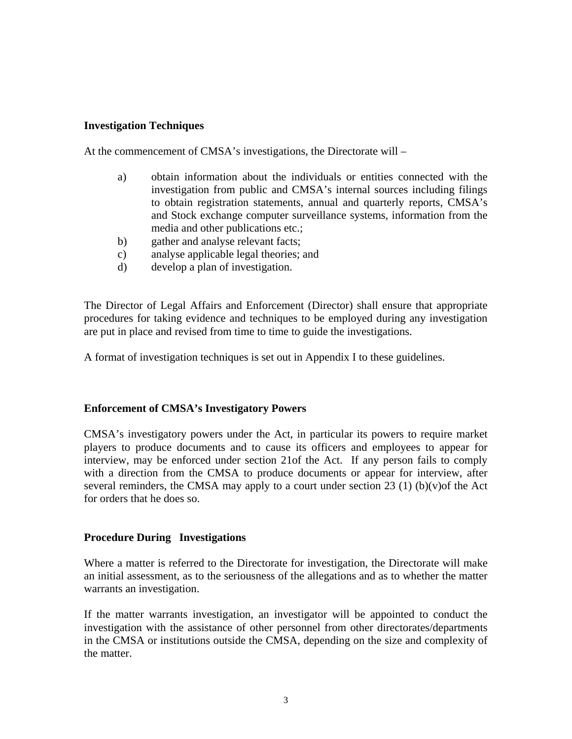**Investigation Techniques**

At the commencement of CMSA's investigations, the Directorate will –

a) obtain information about the individuals or entities connected with the investigation from public and CMSA's internal sources including filings to obtain registration statements, annual and quarterly reports, CMSA's and Stock exchange computer surveillance systems, information from the media and other publications etc.;
b) gather and analyse relevant facts;
c) analyse applicable legal theories; and
d) develop a plan of investigation.

The Director of Legal Affairs and Enforcement (Director) shall ensure that appropriate procedures for taking evidence and techniques to be employed during any investigation are put in place and revised from time to time to guide the investigations.

A format of investigation techniques is set out in Appendix I to these guidelines.

**Enforcement of CMSA's Investigatory Powers**

CMSA's investigatory powers under the Act, in particular its powers to require market players to produce documents and to cause its officers and employees to appear for interview, may be enforced under section 21of the Act. If any person fails to comply with a direction from the CMSA to produce documents or appear for interview, after several reminders, the CMSA may apply to a court under section 23 (1) (b)(v)of the Act for orders that he does so.

**Procedure During Investigations**

Where a matter is referred to the Directorate for investigation, the Directorate will make an initial assessment, as to the seriousness of the allegations and as to whether the matter warrants an investigation.

If the matter warrants investigation, an investigator will be appointed to conduct the investigation with the assistance of other personnel from other directorates/departments in the CMSA or institutions outside the CMSA, depending on the size and complexity of the matter.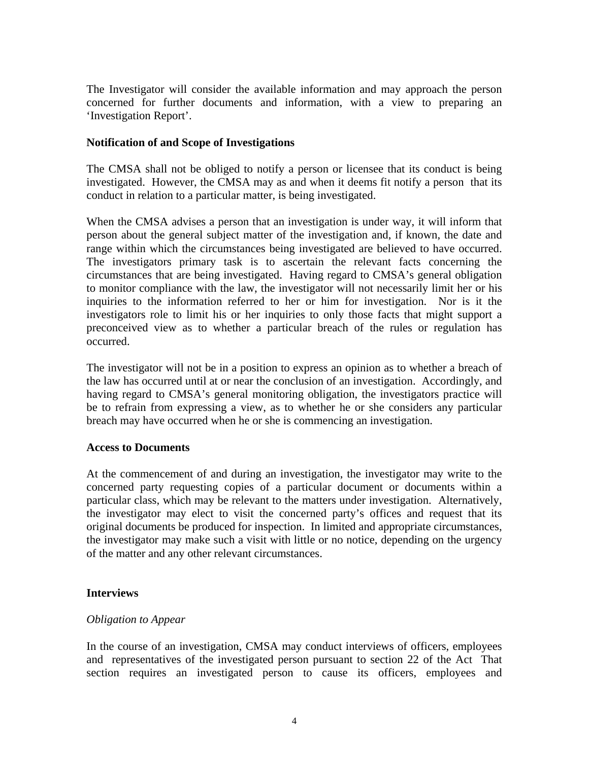The Investigator will consider the available information and may approach the person concerned for further documents and information, with a view to preparing an 'Investigation Report'.

**Notification of and Scope of Investigations**

The CMSA shall not be obliged to notify a person or licensee that its conduct is being investigated. However, the CMSA may as and when it deems fit notify a person that its conduct in relation to a particular matter, is being investigated.

When the CMSA advises a person that an investigation is under way, it will inform that person about the general subject matter of the investigation and, if known, the date and range within which the circumstances being investigated are believed to have occurred. The investigators primary task is to ascertain the relevant facts concerning the circumstances that are being investigated. Having regard to CMSA's general obligation to monitor compliance with the law, the investigator will not necessarily limit her or his inquiries to the information referred to her or him for investigation. Nor is it the investigators role to limit his or her inquiries to only those facts that might support a preconceived view as to whether a particular breach of the rules or regulation has occurred.

The investigator will not be in a position to express an opinion as to whether a breach of the law has occurred until at or near the conclusion of an investigation. Accordingly, and having regard to CMSA's general monitoring obligation, the investigators practice will be to refrain from expressing a view, as to whether he or she considers any particular breach may have occurred when he or she is commencing an investigation.

**Access to Documents**

At the commencement of and during an investigation, the investigator may write to the concerned party requesting copies of a particular document or documents within a particular class, which may be relevant to the matters under investigation. Alternatively, the investigator may elect to visit the concerned party's offices and request that its original documents be produced for inspection. In limited and appropriate circumstances, the investigator may make such a visit with little or no notice, depending on the urgency of the matter and any other relevant circumstances.

**Interviews**

*Obligation to Appear*

In the course of an investigation, CMSA may conduct interviews of officers, employees and representatives of the investigated person pursuant to section 22 of the Act That section requires an investigated person to cause its officers, employees and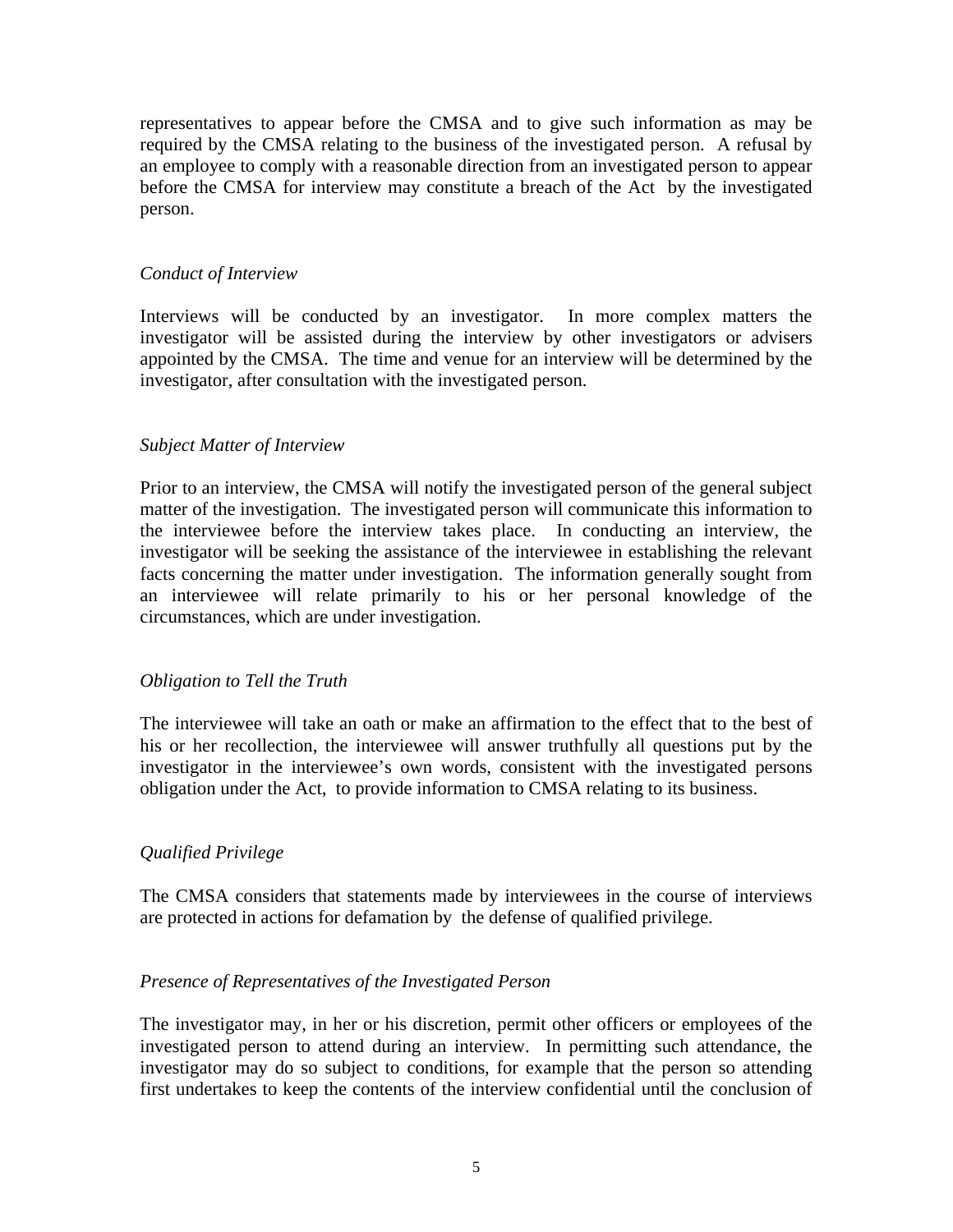representatives to appear before the CMSA and to give such information as may be required by the CMSA relating to the business of the investigated person. A refusal by an employee to comply with a reasonable direction from an investigated person to appear before the CMSA for interview may constitute a breach of the Act by the investigated person.

*Conduct of Interview*

Interviews will be conducted by an investigator. In more complex matters the investigator will be assisted during the interview by other investigators or advisers appointed by the CMSA. The time and venue for an interview will be determined by the investigator, after consultation with the investigated person.

*Subject Matter of Interview*

Prior to an interview, the CMSA will notify the investigated person of the general subject matter of the investigation. The investigated person will communicate this information to the interviewee before the interview takes place. In conducting an interview, the investigator will be seeking the assistance of the interviewee in establishing the relevant facts concerning the matter under investigation. The information generally sought from an interviewee will relate primarily to his or her personal knowledge of the circumstances, which are under investigation.

*Obligation to Tell the Truth*

The interviewee will take an oath or make an affirmation to the effect that to the best of his or her recollection, the interviewee will answer truthfully all questions put by the investigator in the interviewee's own words, consistent with the investigated persons obligation under the Act, to provide information to CMSA relating to its business.

*Qualified Privilege*

The CMSA considers that statements made by interviewees in the course of interviews are protected in actions for defamation by the defense of qualified privilege.

*Presence of Representatives of the Investigated Person*

The investigator may, in her or his discretion, permit other officers or employees of the investigated person to attend during an interview. In permitting such attendance, the investigator may do so subject to conditions, for example that the person so attending first undertakes to keep the contents of the interview confidential until the conclusion of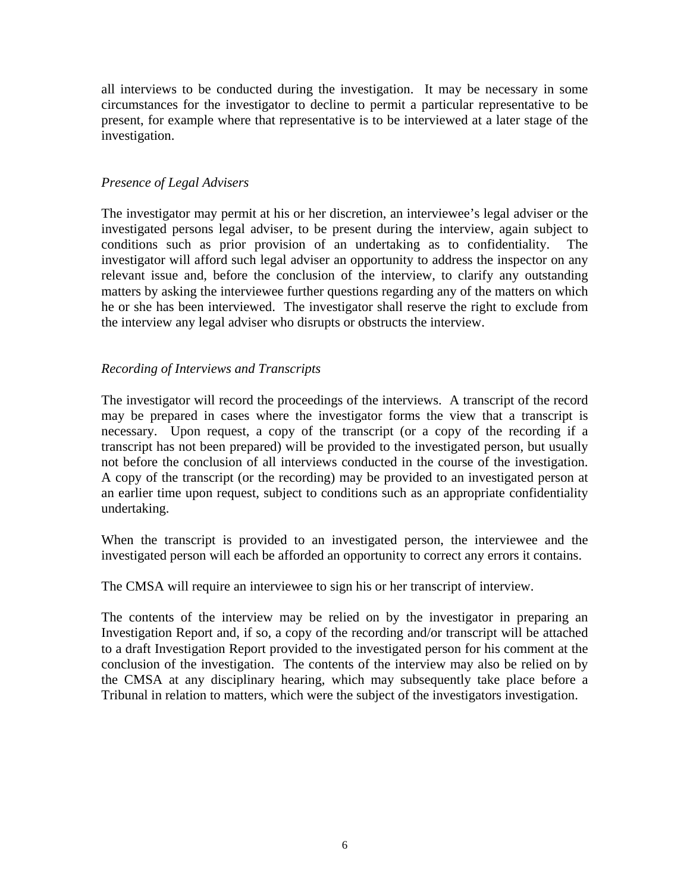all interviews to be conducted during the investigation. It may be necessary in some circumstances for the investigator to decline to permit a particular representative to be present, for example where that representative is to be interviewed at a later stage of the investigation.

*Presence of Legal Advisers*

The investigator may permit at his or her discretion, an interviewee's legal adviser or the investigated persons legal adviser, to be present during the interview, again subject to conditions such as prior provision of an undertaking as to confidentiality. The investigator will afford such legal adviser an opportunity to address the inspector on any relevant issue and, before the conclusion of the interview, to clarify any outstanding matters by asking the interviewee further questions regarding any of the matters on which he or she has been interviewed. The investigator shall reserve the right to exclude from the interview any legal adviser who disrupts or obstructs the interview.

*Recording of Interviews and Transcripts*

The investigator will record the proceedings of the interviews. A transcript of the record may be prepared in cases where the investigator forms the view that a transcript is necessary. Upon request, a copy of the transcript (or a copy of the recording if a transcript has not been prepared) will be provided to the investigated person, but usually not before the conclusion of all interviews conducted in the course of the investigation. A copy of the transcript (or the recording) may be provided to an investigated person at an earlier time upon request, subject to conditions such as an appropriate confidentiality undertaking.

When the transcript is provided to an investigated person, the interviewee and the investigated person will each be afforded an opportunity to correct any errors it contains.

The CMSA will require an interviewee to sign his or her transcript of interview.

The contents of the interview may be relied on by the investigator in preparing an Investigation Report and, if so, a copy of the recording and/or transcript will be attached to a draft Investigation Report provided to the investigated person for his comment at the conclusion of the investigation. The contents of the interview may also be relied on by the CMSA at any disciplinary hearing, which may subsequently take place before a Tribunal in relation to matters, which were the subject of the investigators investigation.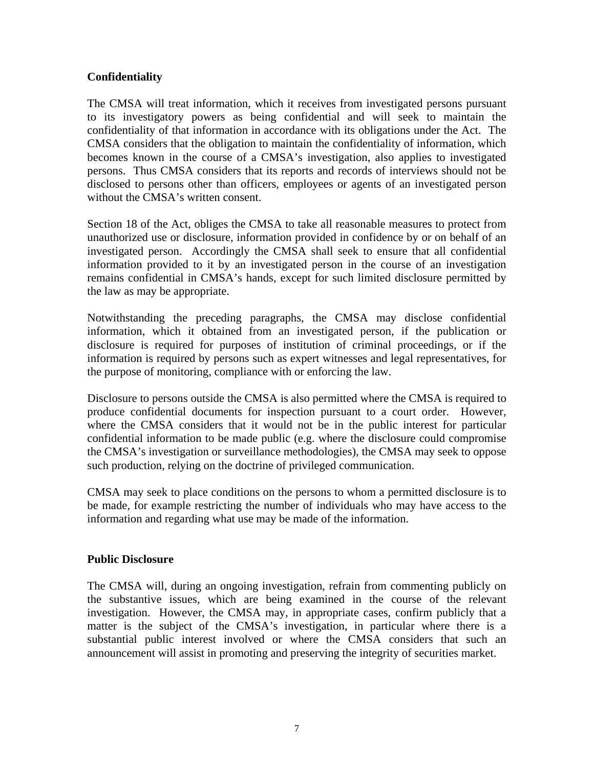**Confidentiality**

The CMSA will treat information, which it receives from investigated persons pursuant to its investigatory powers as being confidential and will seek to maintain the confidentiality of that information in accordance with its obligations under the Act. The CMSA considers that the obligation to maintain the confidentiality of information, which becomes known in the course of a CMSA's investigation, also applies to investigated persons. Thus CMSA considers that its reports and records of interviews should not be disclosed to persons other than officers, employees or agents of an investigated person without the CMSA's written consent.

Section 18 of the Act, obliges the CMSA to take all reasonable measures to protect from unauthorized use or disclosure, information provided in confidence by or on behalf of an investigated person. Accordingly the CMSA shall seek to ensure that all confidential information provided to it by an investigated person in the course of an investigation remains confidential in CMSA's hands, except for such limited disclosure permitted by the law as may be appropriate.

Notwithstanding the preceding paragraphs, the CMSA may disclose confidential information, which it obtained from an investigated person, if the publication or disclosure is required for purposes of institution of criminal proceedings, or if the information is required by persons such as expert witnesses and legal representatives, for the purpose of monitoring, compliance with or enforcing the law.

Disclosure to persons outside the CMSA is also permitted where the CMSA is required to produce confidential documents for inspection pursuant to a court order. However, where the CMSA considers that it would not be in the public interest for particular confidential information to be made public (e.g. where the disclosure could compromise the CMSA's investigation or surveillance methodologies), the CMSA may seek to oppose such production, relying on the doctrine of privileged communication.

CMSA may seek to place conditions on the persons to whom a permitted disclosure is to be made, for example restricting the number of individuals who may have access to the information and regarding what use may be made of the information.

**Public Disclosure**

The CMSA will, during an ongoing investigation, refrain from commenting publicly on the substantive issues, which are being examined in the course of the relevant investigation. However, the CMSA may, in appropriate cases, confirm publicly that a matter is the subject of the CMSA's investigation, in particular where there is a substantial public interest involved or where the CMSA considers that such an announcement will assist in promoting and preserving the integrity of securities market.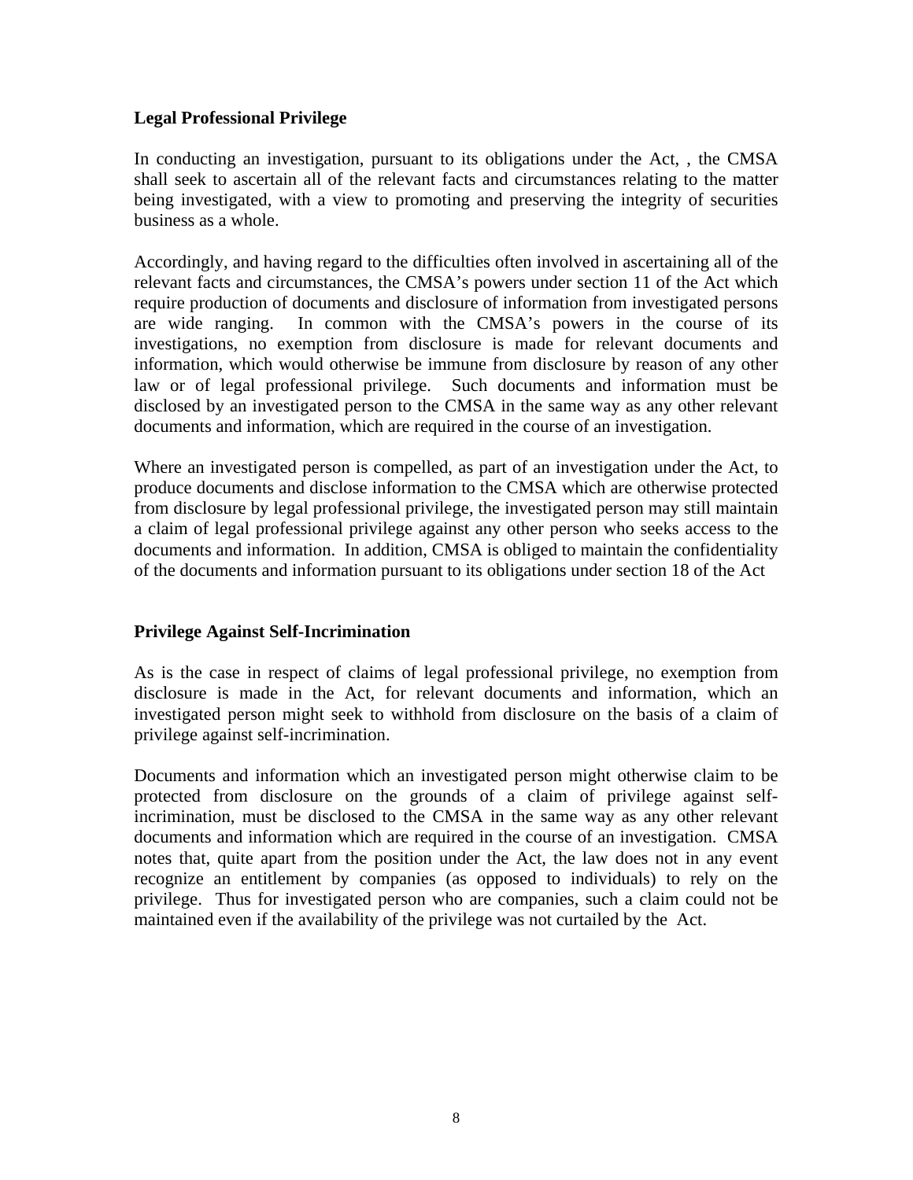## Legal Professional Privilege

In conducting an investigation, pursuant to its obligations under the Act, , the CMSA shall seek to ascertain all of the relevant facts and circumstances relating to the matter being investigated, with a view to promoting and preserving the integrity of securities business as a whole.

Accordingly, and having regard to the difficulties often involved in ascertaining all of the relevant facts and circumstances, the CMSA's powers under section 11 of the Act which require production of documents and disclosure of information from investigated persons are wide ranging. In common with the CMSA's powers in the course of its investigations, no exemption from disclosure is made for relevant documents and information, which would otherwise be immune from disclosure by reason of any other law or of legal professional privilege. Such documents and information must be disclosed by an investigated person to the CMSA in the same way as any other relevant documents and information, which are required in the course of an investigation.

Where an investigated person is compelled, as part of an investigation under the Act, to produce documents and disclose information to the CMSA which are otherwise protected from disclosure by legal professional privilege, the investigated person may still maintain a claim of legal professional privilege against any other person who seeks access to the documents and information. In addition, CMSA is obliged to maintain the confidentiality of the documents and information pursuant to its obligations under section 18 of the Act

## Privilege Against Self-Incrimination

As is the case in respect of claims of legal professional privilege, no exemption from disclosure is made in the Act, for relevant documents and information, which an investigated person might seek to withhold from disclosure on the basis of a claim of privilege against self-incrimination.

Documents and information which an investigated person might otherwise claim to be protected from disclosure on the grounds of a claim of privilege against self-incrimination, must be disclosed to the CMSA in the same way as any other relevant documents and information which are required in the course of an investigation. CMSA notes that, quite apart from the position under the Act, the law does not in any event recognize an entitlement by companies (as opposed to individuals) to rely on the privilege. Thus for investigated person who are companies, such a claim could not be maintained even if the availability of the privilege was not curtailed by the Act.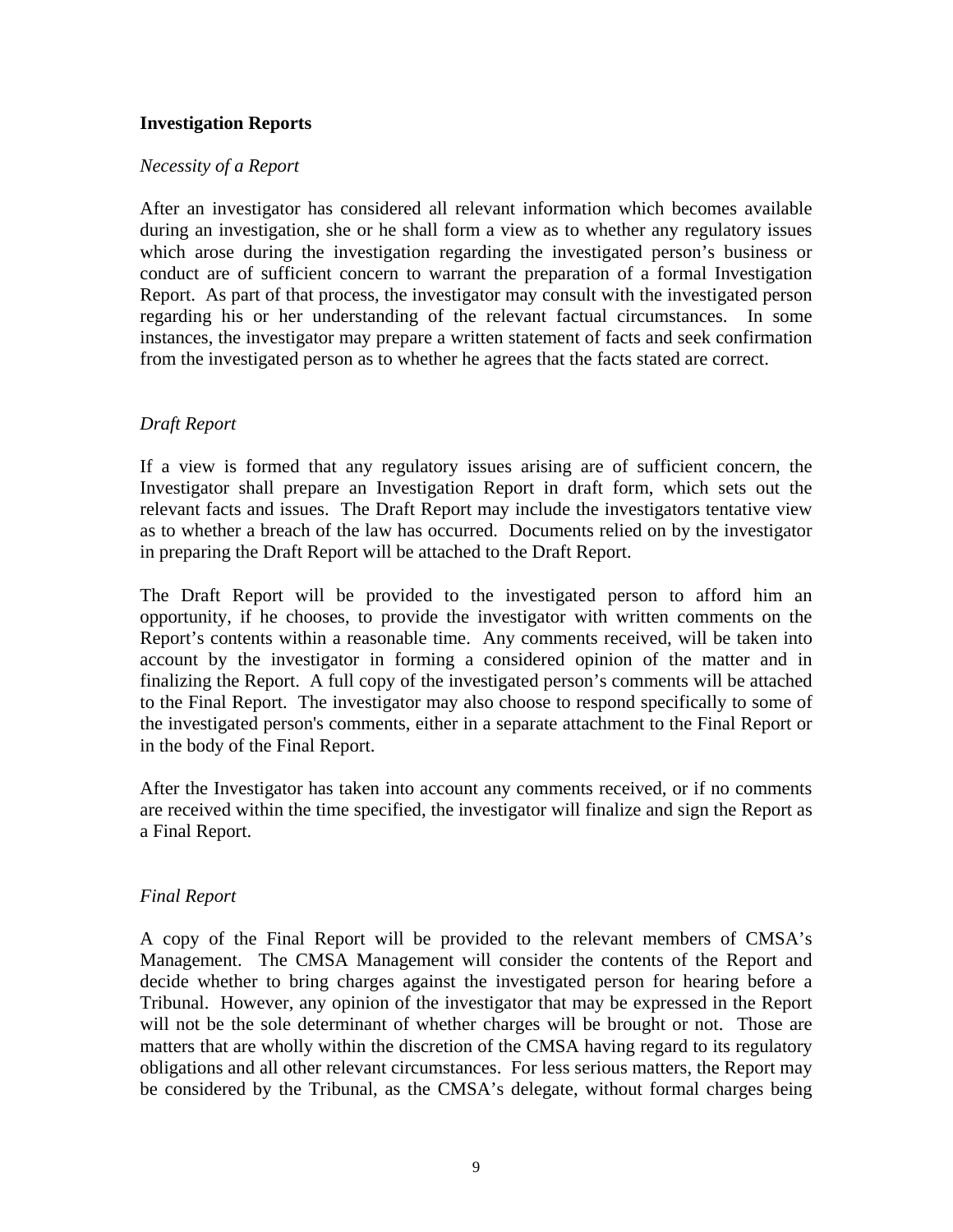## Investigation Reports

*Necessity of a Report*

After an investigator has considered all relevant information which becomes available during an investigation, she or he shall form a view as to whether any regulatory issues which arose during the investigation regarding the investigated person's business or conduct are of sufficient concern to warrant the preparation of a formal Investigation Report. As part of that process, the investigator may consult with the investigated person regarding his or her understanding of the relevant factual circumstances. In some instances, the investigator may prepare a written statement of facts and seek confirmation from the investigated person as to whether he agrees that the facts stated are correct.

*Draft Report*

If a view is formed that any regulatory issues arising are of sufficient concern, the Investigator shall prepare an Investigation Report in draft form, which sets out the relevant facts and issues. The Draft Report may include the investigators tentative view as to whether a breach of the law has occurred. Documents relied on by the investigator in preparing the Draft Report will be attached to the Draft Report.

The Draft Report will be provided to the investigated person to afford him an opportunity, if he chooses, to provide the investigator with written comments on the Report's contents within a reasonable time. Any comments received, will be taken into account by the investigator in forming a considered opinion of the matter and in finalizing the Report. A full copy of the investigated person's comments will be attached to the Final Report. The investigator may also choose to respond specifically to some of the investigated person's comments, either in a separate attachment to the Final Report or in the body of the Final Report.

After the Investigator has taken into account any comments received, or if no comments are received within the time specified, the investigator will finalize and sign the Report as a Final Report.

*Final Report*

A copy of the Final Report will be provided to the relevant members of CMSA's Management. The CMSA Management will consider the contents of the Report and decide whether to bring charges against the investigated person for hearing before a Tribunal. However, any opinion of the investigator that may be expressed in the Report will not be the sole determinant of whether charges will be brought or not. Those are matters that are wholly within the discretion of the CMSA having regard to its regulatory obligations and all other relevant circumstances. For less serious matters, the Report may be considered by the Tribunal, as the CMSA's delegate, without formal charges being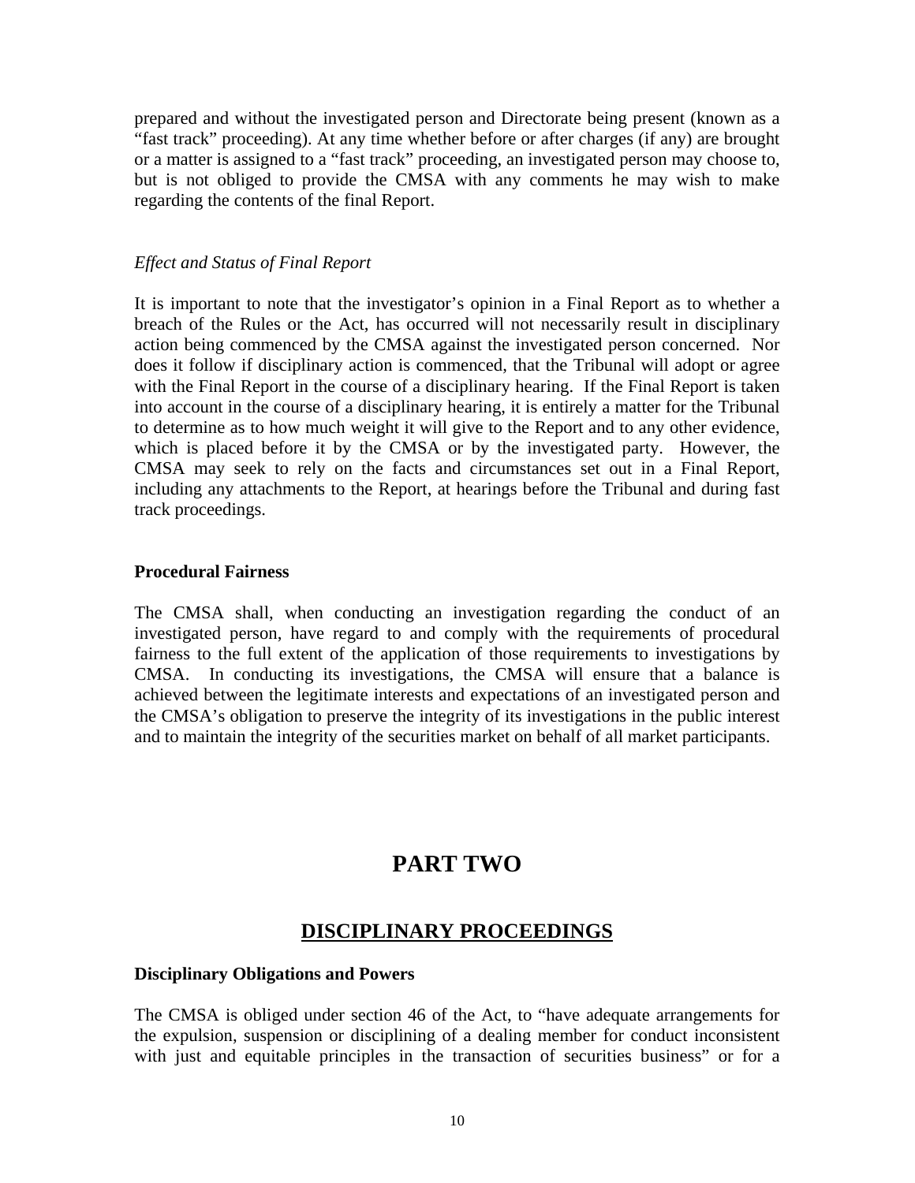prepared and without the investigated person and Directorate being present (known as a "fast track" proceeding). At any time whether before or after charges (if any) are brought or a matter is assigned to a "fast track" proceeding, an investigated person may choose to, but is not obliged to provide the CMSA with any comments he may wish to make regarding the contents of the final Report.

*Effect and Status of Final Report*

It is important to note that the investigator's opinion in a Final Report as to whether a breach of the Rules or the Act, has occurred will not necessarily result in disciplinary action being commenced by the CMSA against the investigated person concerned. Nor does it follow if disciplinary action is commenced, that the Tribunal will adopt or agree with the Final Report in the course of a disciplinary hearing. If the Final Report is taken into account in the course of a disciplinary hearing, it is entirely a matter for the Tribunal to determine as to how much weight it will give to the Report and to any other evidence, which is placed before it by the CMSA or by the investigated party. However, the CMSA may seek to rely on the facts and circumstances set out in a Final Report, including any attachments to the Report, at hearings before the Tribunal and during fast track proceedings.

**Procedural Fairness**

The CMSA shall, when conducting an investigation regarding the conduct of an investigated person, have regard to and comply with the requirements of procedural fairness to the full extent of the application of those requirements to investigations by CMSA. In conducting its investigations, the CMSA will ensure that a balance is achieved between the legitimate interests and expectations of an investigated person and the CMSA's obligation to preserve the integrity of its investigations in the public interest and to maintain the integrity of the securities market on behalf of all market participants.

# PART TWO

## DISCIPLINARY PROCEEDINGS

**Disciplinary Obligations and Powers**

The CMSA is obliged under section 46 of the Act, to "have adequate arrangements for the expulsion, suspension or disciplining of a dealing member for conduct inconsistent with just and equitable principles in the transaction of securities business" or for a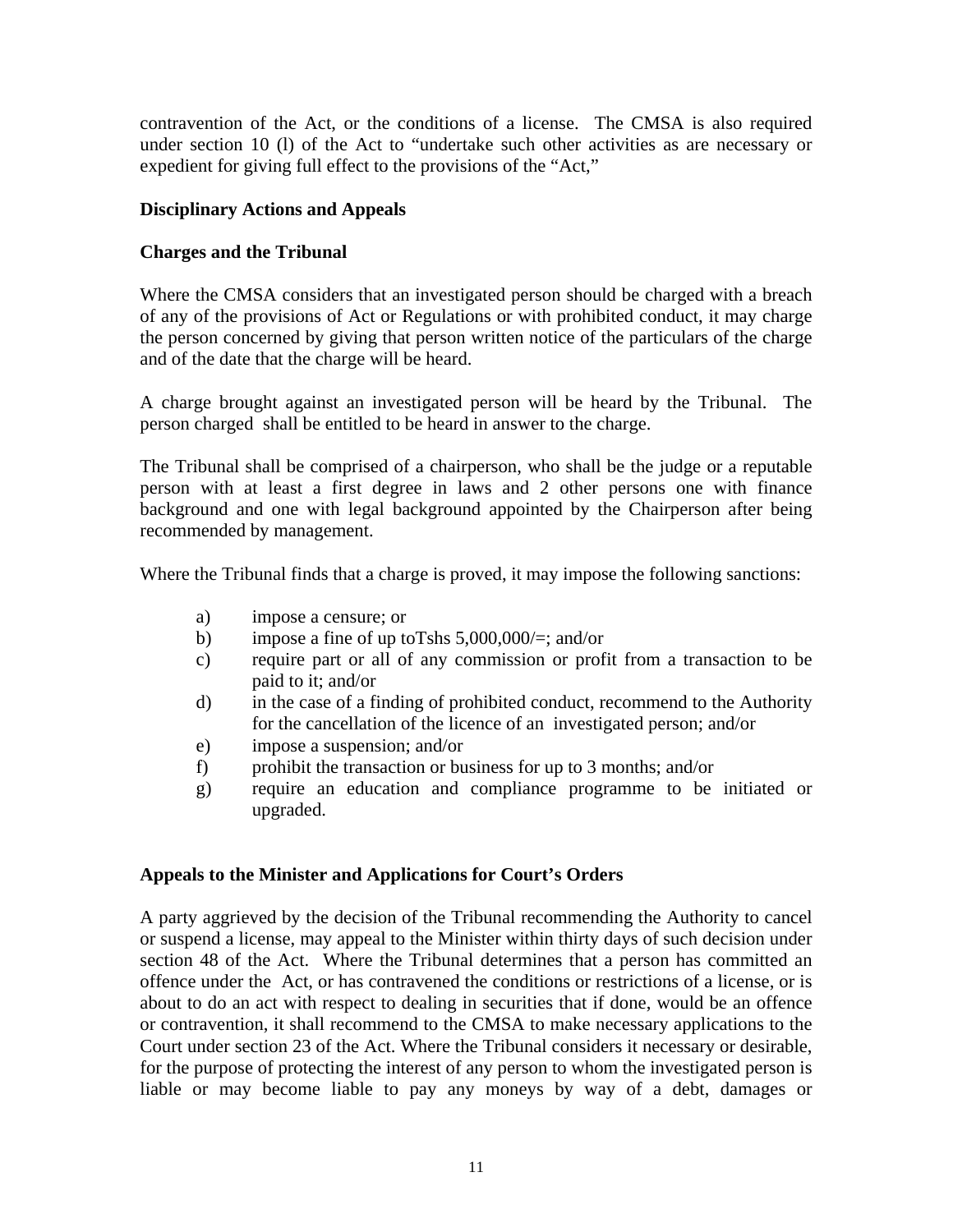contravention of the Act, or the conditions of a license. The CMSA is also required under section 10 (l) of the Act to "undertake such other activities as are necessary or expedient for giving full effect to the provisions of the "Act,"

**Disciplinary Actions and Appeals**

**Charges and the Tribunal**

Where the CMSA considers that an investigated person should be charged with a breach of any of the provisions of Act or Regulations or with prohibited conduct, it may charge the person concerned by giving that person written notice of the particulars of the charge and of the date that the charge will be heard.

A charge brought against an investigated person will be heard by the Tribunal. The person charged shall be entitled to be heard in answer to the charge.

The Tribunal shall be comprised of a chairperson, who shall be the judge or a reputable person with at least a first degree in laws and 2 other persons one with finance background and one with legal background appointed by the Chairperson after being recommended by management.

Where the Tribunal finds that a charge is proved, it may impose the following sanctions:

a) impose a censure; or
b) impose a fine of up toTshs 5,000,000/=; and/or
c) require part or all of any commission or profit from a transaction to be paid to it; and/or
d) in the case of a finding of prohibited conduct, recommend to the Authority for the cancellation of the licence of an investigated person; and/or
e) impose a suspension; and/or
f) prohibit the transaction or business for up to 3 months; and/or
g) require an education and compliance programme to be initiated or upgraded.

**Appeals to the Minister and Applications for Court's Orders**

A party aggrieved by the decision of the Tribunal recommending the Authority to cancel or suspend a license, may appeal to the Minister within thirty days of such decision under section 48 of the Act. Where the Tribunal determines that a person has committed an offence under the Act, or has contravened the conditions or restrictions of a license, or is about to do an act with respect to dealing in securities that if done, would be an offence or contravention, it shall recommend to the CMSA to make necessary applications to the Court under section 23 of the Act. Where the Tribunal considers it necessary or desirable, for the purpose of protecting the interest of any person to whom the investigated person is liable or may become liable to pay any moneys by way of a debt, damages or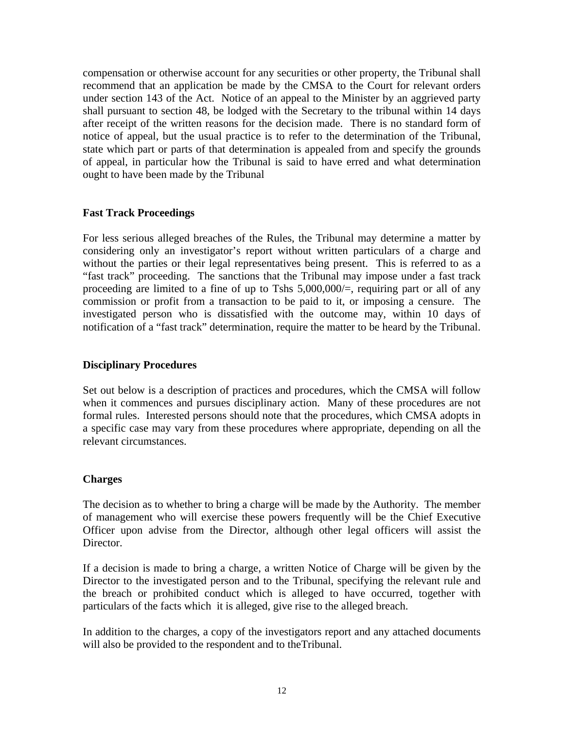compensation or otherwise account for any securities or other property, the Tribunal shall recommend that an application be made by the CMSA to the Court for relevant orders under section 143 of the Act. Notice of an appeal to the Minister by an aggrieved party shall pursuant to section 48, be lodged with the Secretary to the tribunal within 14 days after receipt of the written reasons for the decision made. There is no standard form of notice of appeal, but the usual practice is to refer to the determination of the Tribunal, state which part or parts of that determination is appealed from and specify the grounds of appeal, in particular how the Tribunal is said to have erred and what determination ought to have been made by the Tribunal

**Fast Track Proceedings**

For less serious alleged breaches of the Rules, the Tribunal may determine a matter by considering only an investigator's report without written particulars of a charge and without the parties or their legal representatives being present. This is referred to as a "fast track" proceeding. The sanctions that the Tribunal may impose under a fast track proceeding are limited to a fine of up to Tshs 5,000,000/=, requiring part or all of any commission or profit from a transaction to be paid to it, or imposing a censure. The investigated person who is dissatisfied with the outcome may, within 10 days of notification of a "fast track" determination, require the matter to be heard by the Tribunal.

**Disciplinary Procedures**

Set out below is a description of practices and procedures, which the CMSA will follow when it commences and pursues disciplinary action. Many of these procedures are not formal rules. Interested persons should note that the procedures, which CMSA adopts in a specific case may vary from these procedures where appropriate, depending on all the relevant circumstances.

**Charges**

The decision as to whether to bring a charge will be made by the Authority. The member of management who will exercise these powers frequently will be the Chief Executive Officer upon advise from the Director, although other legal officers will assist the Director.

If a decision is made to bring a charge, a written Notice of Charge will be given by the Director to the investigated person and to the Tribunal, specifying the relevant rule and the breach or prohibited conduct which is alleged to have occurred, together with particulars of the facts which it is alleged, give rise to the alleged breach.

In addition to the charges, a copy of the investigators report and any attached documents will also be provided to the respondent and to theTribunal.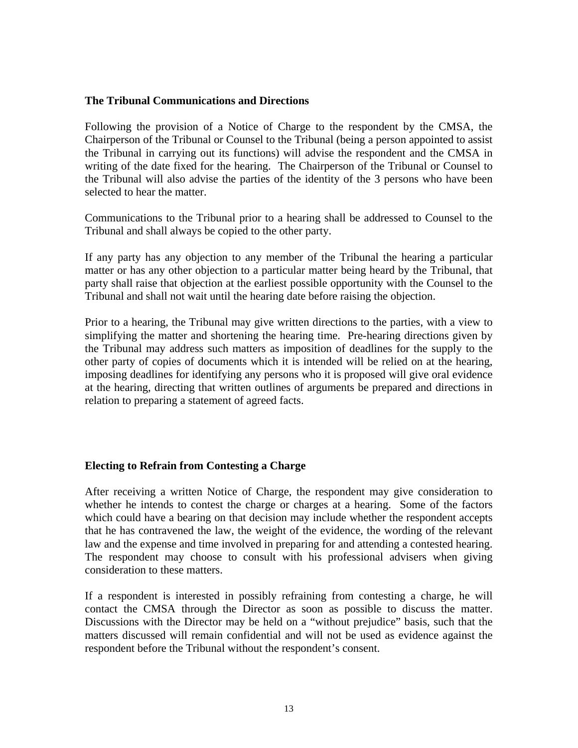## The Tribunal Communications and Directions

Following the provision of a Notice of Charge to the respondent by the CMSA, the Chairperson of the Tribunal or Counsel to the Tribunal (being a person appointed to assist the Tribunal in carrying out its functions) will advise the respondent and the CMSA in writing of the date fixed for the hearing. The Chairperson of the Tribunal or Counsel to the Tribunal will also advise the parties of the identity of the 3 persons who have been selected to hear the matter.

Communications to the Tribunal prior to a hearing shall be addressed to Counsel to the Tribunal and shall always be copied to the other party.

If any party has any objection to any member of the Tribunal the hearing a particular matter or has any other objection to a particular matter being heard by the Tribunal, that party shall raise that objection at the earliest possible opportunity with the Counsel to the Tribunal and shall not wait until the hearing date before raising the objection.

Prior to a hearing, the Tribunal may give written directions to the parties, with a view to simplifying the matter and shortening the hearing time. Pre-hearing directions given by the Tribunal may address such matters as imposition of deadlines for the supply to the other party of copies of documents which it is intended will be relied on at the hearing, imposing deadlines for identifying any persons who it is proposed will give oral evidence at the hearing, directing that written outlines of arguments be prepared and directions in relation to preparing a statement of agreed facts.

## Electing to Refrain from Contesting a Charge

After receiving a written Notice of Charge, the respondent may give consideration to whether he intends to contest the charge or charges at a hearing. Some of the factors which could have a bearing on that decision may include whether the respondent accepts that he has contravened the law, the weight of the evidence, the wording of the relevant law and the expense and time involved in preparing for and attending a contested hearing. The respondent may choose to consult with his professional advisers when giving consideration to these matters.

If a respondent is interested in possibly refraining from contesting a charge, he will contact the CMSA through the Director as soon as possible to discuss the matter. Discussions with the Director may be held on a "without prejudice" basis, such that the matters discussed will remain confidential and will not be used as evidence against the respondent before the Tribunal without the respondent's consent.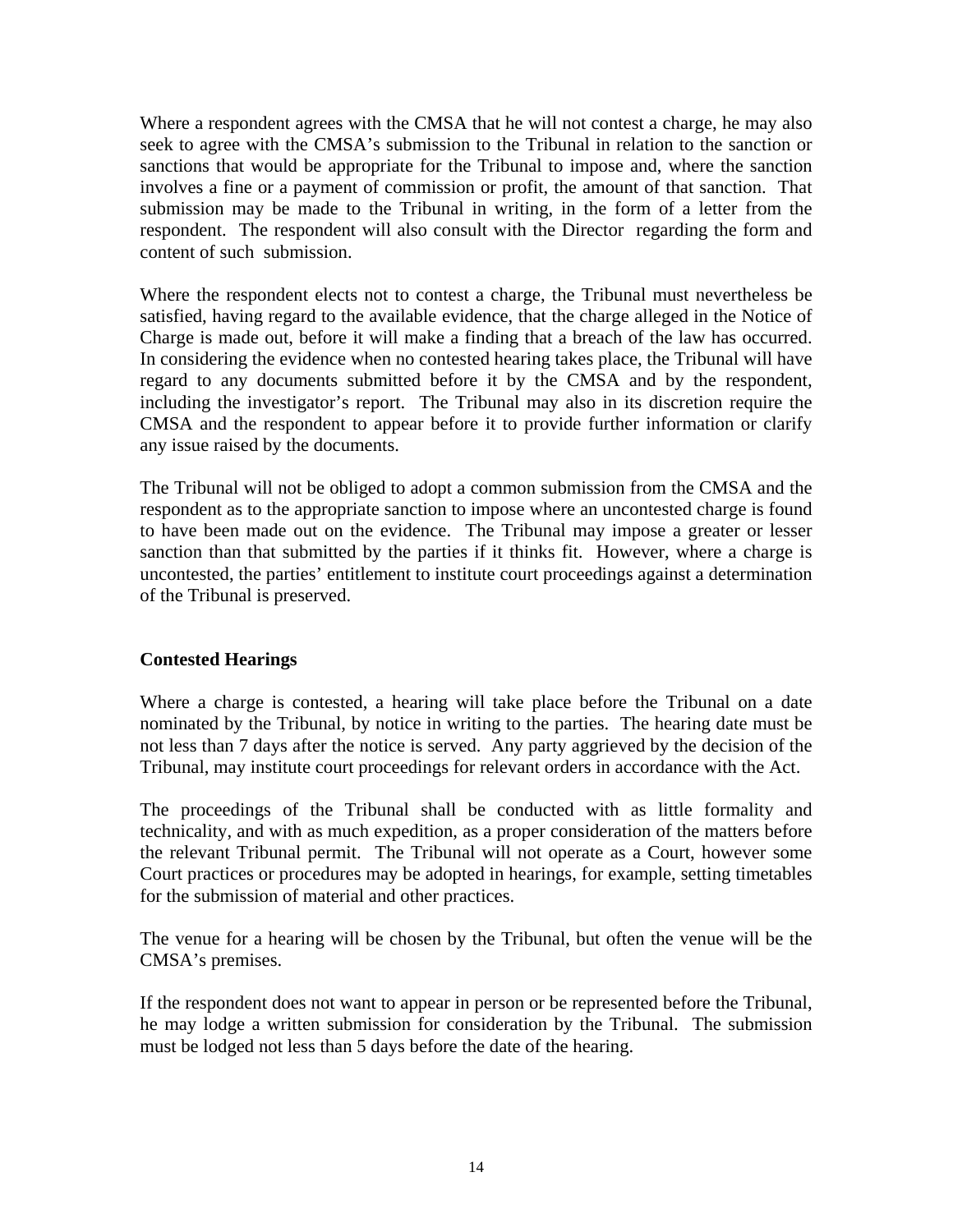Where a respondent agrees with the CMSA that he will not contest a charge, he may also seek to agree with the CMSA's submission to the Tribunal in relation to the sanction or sanctions that would be appropriate for the Tribunal to impose and, where the sanction involves a fine or a payment of commission or profit, the amount of that sanction. That submission may be made to the Tribunal in writing, in the form of a letter from the respondent. The respondent will also consult with the Director regarding the form and content of such submission.

Where the respondent elects not to contest a charge, the Tribunal must nevertheless be satisfied, having regard to the available evidence, that the charge alleged in the Notice of Charge is made out, before it will make a finding that a breach of the law has occurred. In considering the evidence when no contested hearing takes place, the Tribunal will have regard to any documents submitted before it by the CMSA and by the respondent, including the investigator's report. The Tribunal may also in its discretion require the CMSA and the respondent to appear before it to provide further information or clarify any issue raised by the documents.

The Tribunal will not be obliged to adopt a common submission from the CMSA and the respondent as to the appropriate sanction to impose where an uncontested charge is found to have been made out on the evidence. The Tribunal may impose a greater or lesser sanction than that submitted by the parties if it thinks fit. However, where a charge is uncontested, the parties' entitlement to institute court proceedings against a determination of the Tribunal is preserved.

**Contested Hearings**

Where a charge is contested, a hearing will take place before the Tribunal on a date nominated by the Tribunal, by notice in writing to the parties. The hearing date must be not less than 7 days after the notice is served. Any party aggrieved by the decision of the Tribunal, may institute court proceedings for relevant orders in accordance with the Act.

The proceedings of the Tribunal shall be conducted with as little formality and technicality, and with as much expedition, as a proper consideration of the matters before the relevant Tribunal permit. The Tribunal will not operate as a Court, however some Court practices or procedures may be adopted in hearings, for example, setting timetables for the submission of material and other practices.

The venue for a hearing will be chosen by the Tribunal, but often the venue will be the CMSA's premises.

If the respondent does not want to appear in person or be represented before the Tribunal, he may lodge a written submission for consideration by the Tribunal. The submission must be lodged not less than 5 days before the date of the hearing.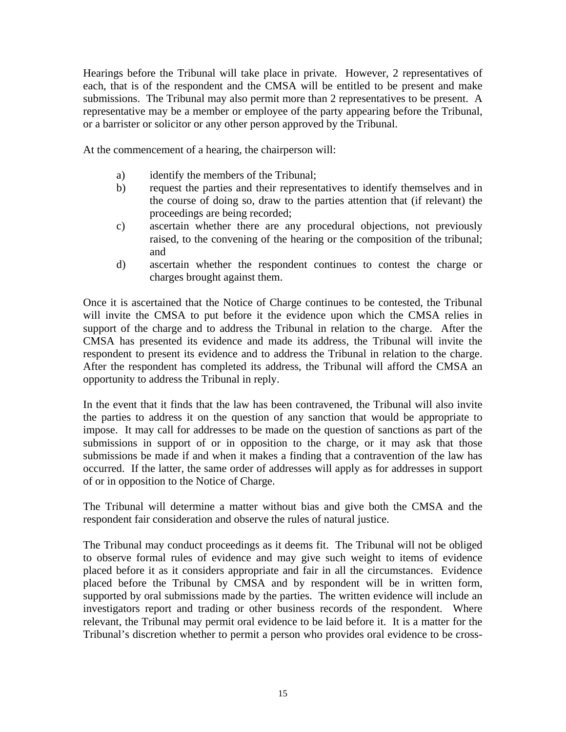Hearings before the Tribunal will take place in private. However, 2 representatives of each, that is of the respondent and the CMSA will be entitled to be present and make submissions. The Tribunal may also permit more than 2 representatives to be present. A representative may be a member or employee of the party appearing before the Tribunal, or a barrister or solicitor or any other person approved by the Tribunal.

At the commencement of a hearing, the chairperson will:

a) identify the members of the Tribunal;
b) request the parties and their representatives to identify themselves and in the course of doing so, draw to the parties attention that (if relevant) the proceedings are being recorded;
c) ascertain whether there are any procedural objections, not previously raised, to the convening of the hearing or the composition of the tribunal; and
d) ascertain whether the respondent continues to contest the charge or charges brought against them.

Once it is ascertained that the Notice of Charge continues to be contested, the Tribunal will invite the CMSA to put before it the evidence upon which the CMSA relies in support of the charge and to address the Tribunal in relation to the charge. After the CMSA has presented its evidence and made its address, the Tribunal will invite the respondent to present its evidence and to address the Tribunal in relation to the charge. After the respondent has completed its address, the Tribunal will afford the CMSA an opportunity to address the Tribunal in reply.

In the event that it finds that the law has been contravened, the Tribunal will also invite the parties to address it on the question of any sanction that would be appropriate to impose. It may call for addresses to be made on the question of sanctions as part of the submissions in support of or in opposition to the charge, or it may ask that those submissions be made if and when it makes a finding that a contravention of the law has occurred. If the latter, the same order of addresses will apply as for addresses in support of or in opposition to the Notice of Charge.

The Tribunal will determine a matter without bias and give both the CMSA and the respondent fair consideration and observe the rules of natural justice.

The Tribunal may conduct proceedings as it deems fit. The Tribunal will not be obliged to observe formal rules of evidence and may give such weight to items of evidence placed before it as it considers appropriate and fair in all the circumstances. Evidence placed before the Tribunal by CMSA and by respondent will be in written form, supported by oral submissions made by the parties. The written evidence will include an investigators report and trading or other business records of the respondent. Where relevant, the Tribunal may permit oral evidence to be laid before it. It is a matter for the Tribunal's discretion whether to permit a person who provides oral evidence to be cross-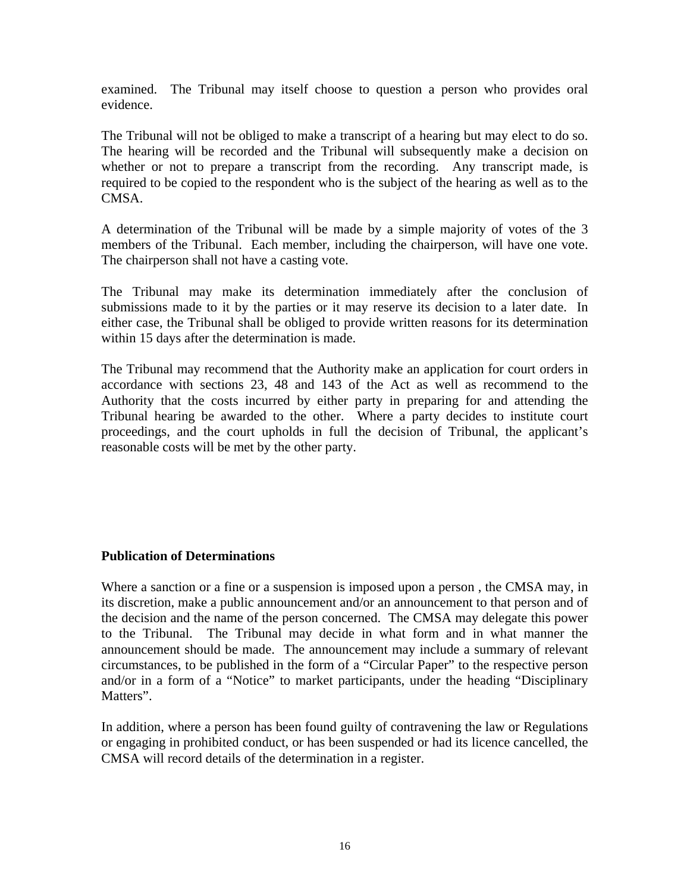examined. The Tribunal may itself choose to question a person who provides oral evidence.

The Tribunal will not be obliged to make a transcript of a hearing but may elect to do so. The hearing will be recorded and the Tribunal will subsequently make a decision on whether or not to prepare a transcript from the recording. Any transcript made, is required to be copied to the respondent who is the subject of the hearing as well as to the CMSA.

A determination of the Tribunal will be made by a simple majority of votes of the 3 members of the Tribunal. Each member, including the chairperson, will have one vote. The chairperson shall not have a casting vote.

The Tribunal may make its determination immediately after the conclusion of submissions made to it by the parties or it may reserve its decision to a later date. In either case, the Tribunal shall be obliged to provide written reasons for its determination within 15 days after the determination is made.

The Tribunal may recommend that the Authority make an application for court orders in accordance with sections 23, 48 and 143 of the Act as well as recommend to the Authority that the costs incurred by either party in preparing for and attending the Tribunal hearing be awarded to the other. Where a party decides to institute court proceedings, and the court upholds in full the decision of Tribunal, the applicant's reasonable costs will be met by the other party.

**Publication of Determinations**

Where a sanction or a fine or a suspension is imposed upon a person , the CMSA may, in its discretion, make a public announcement and/or an announcement to that person and of the decision and the name of the person concerned. The CMSA may delegate this power to the Tribunal. The Tribunal may decide in what form and in what manner the announcement should be made. The announcement may include a summary of relevant circumstances, to be published in the form of a "Circular Paper" to the respective person and/or in a form of a "Notice" to market participants, under the heading "Disciplinary Matters".

In addition, where a person has been found guilty of contravening the law or Regulations or engaging in prohibited conduct, or has been suspended or had its licence cancelled, the CMSA will record details of the determination in a register.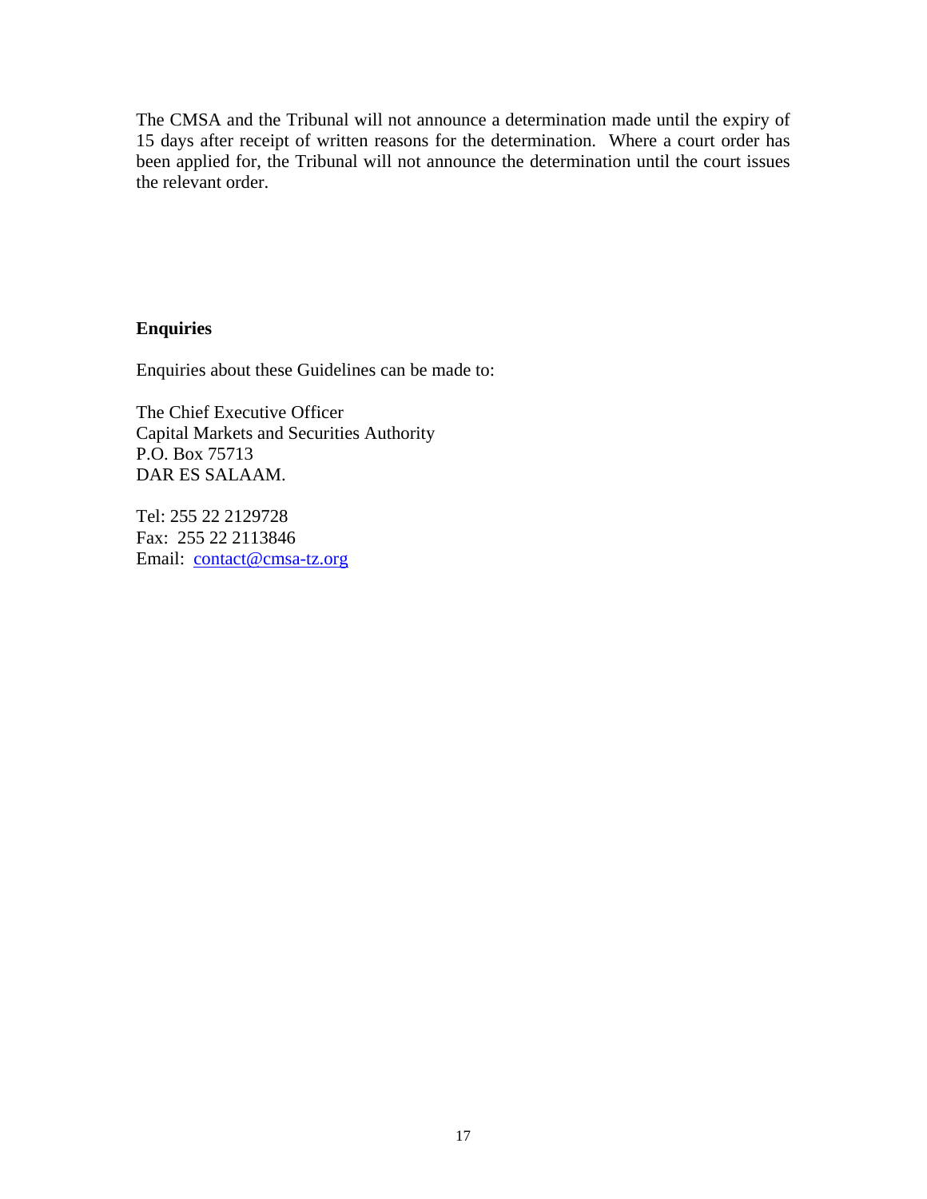The CMSA and the Tribunal will not announce a determination made until the expiry of 15 days after receipt of written reasons for the determination. Where a court order has been applied for, the Tribunal will not announce the determination until the court issues the relevant order.

**Enquiries**

Enquiries about these Guidelines can be made to:

The Chief Executive Officer
Capital Markets and Securities Authority
P.O. Box 75713
DAR ES SALAAM.

Tel: 255 22 2129728
Fax: 255 22 2113846
Email: contact@cmsa-tz.org